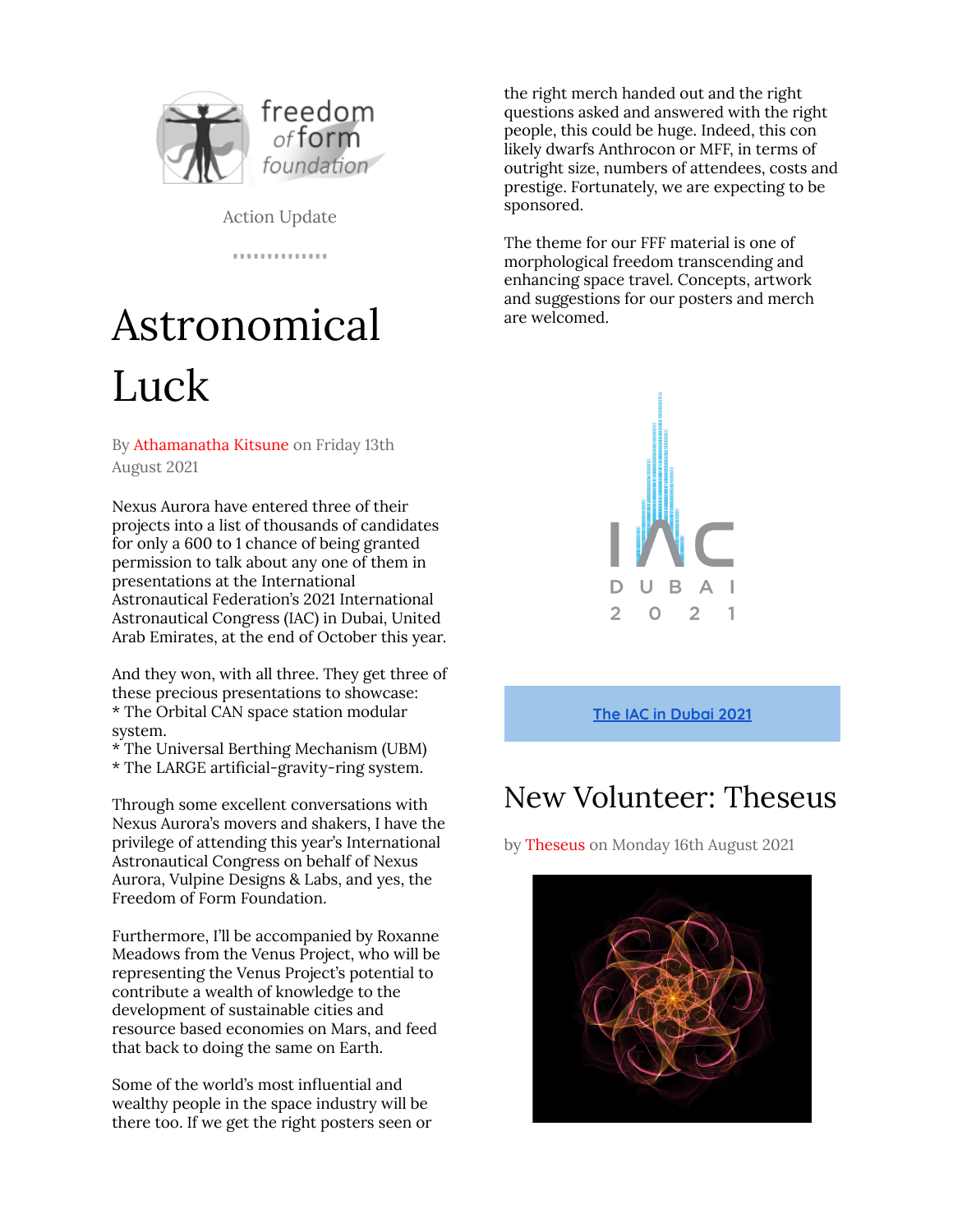Action Update

# Astronomical Luck

By Athamanatha Kitsune on Friday 13th August 2021

Nexus Aurora have entered three of their projects into a list of thousands of candidates for only a 600 to 1 chance of being granted permission to talk about any one of them in presentations at the International Astronautical Federation's 2021 International Astronautical Congress (IAC) in Dubai, United Arab Emirates, at the end of October this year.

And they won, with all three. They get three of these precious presentations to showcase:
* The Orbital CAN space station modular system.
* The Universal Berthing Mechanism (UBM)
* The LARGE artificial-gravity-ring system.

Through some excellent conversations with Nexus Aurora's movers and shakers, I have the privilege of attending this year's International Astronautical Congress on behalf of Nexus Aurora, Vulpine Designs & Labs, and yes, the Freedom of Form Foundation.

Furthermore, I'll be accompanied by Roxanne Meadows from the Venus Project, who will be representing the Venus Project's potential to contribute a wealth of knowledge to the development of sustainable cities and resource based economies on Mars, and feed that back to doing the same on Earth.

Some of the world's most influential and wealthy people in the space industry will be there too. If we get the right posters seen or the right merch handed out and the right questions asked and answered with the right people, this could be huge. Indeed, this con likely dwarfs Anthrocon or MFF, in terms of outright size, numbers of attendees, costs and prestige. Fortunately, we are expecting to be sponsored.

The theme for our FFF material is one of morphological freedom transcending and enhancing space travel. Concepts, artwork and suggestions for our posters and merch are welcomed.

The IAC in Dubai 2021

## New Volunteer: Theseus

by Theseus on Monday 16th August 2021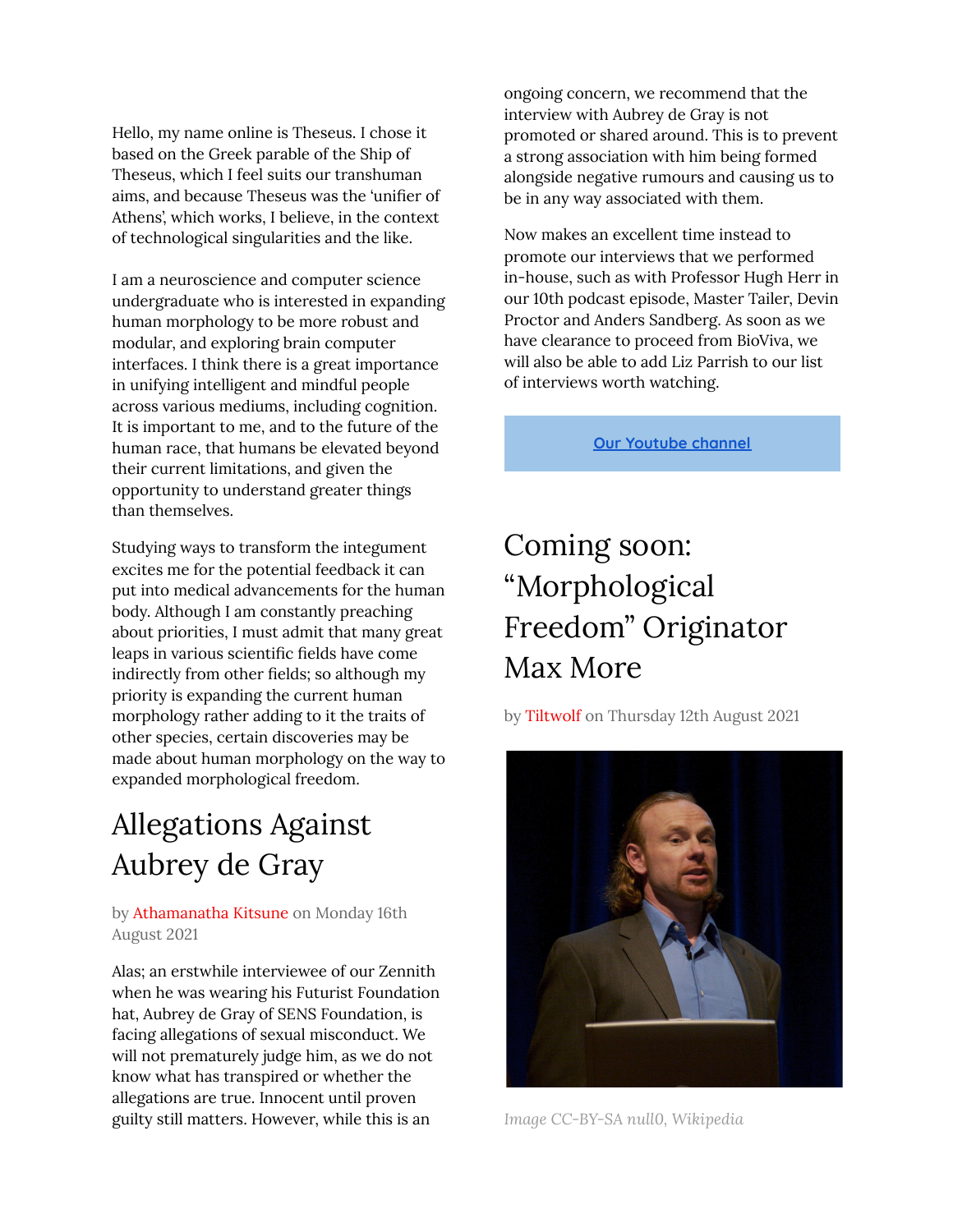Hello, my name online is Theseus. I chose it based on the Greek parable of the Ship of Theseus, which I feel suits our transhuman aims, and because Theseus was the 'unifier of Athens', which works, I believe, in the context of technological singularities and the like.

I am a neuroscience and computer science undergraduate who is interested in expanding human morphology to be more robust and modular, and exploring brain computer interfaces. I think there is a great importance in unifying intelligent and mindful people across various mediums, including cognition. It is important to me, and to the future of the human race, that humans be elevated beyond their current limitations, and given the opportunity to understand greater things than themselves.

Studying ways to transform the integument excites me for the potential feedback it can put into medical advancements for the human body. Although I am constantly preaching about priorities, I must admit that many great leaps in various scientific fields have come indirectly from other fields; so although my priority is expanding the current human morphology rather adding to it the traits of other species, certain discoveries may be made about human morphology on the way to expanded morphological freedom.

## Allegations Against Aubrey de Gray

by Athamanatha Kitsune on Monday 16th August 2021

Alas; an erstwhile interviewee of our Zennith when he was wearing his Futurist Foundation hat, Aubrey de Gray of SENS Foundation, is facing allegations of sexual misconduct. We will not prematurely judge him, as we do not know what has transpired or whether the allegations are true. Innocent until proven guilty still matters. However, while this is an ongoing concern, we recommend that the interview with Aubrey de Gray is not promoted or shared around. This is to prevent a strong association with him being formed alongside negative rumours and causing us to be in any way associated with them.

Now makes an excellent time instead to promote our interviews that we performed in-house, such as with Professor Hugh Herr in our 10th podcast episode, Master Tailer, Devin Proctor and Anders Sandberg. As soon as we have clearance to proceed from BioViva, we will also be able to add Liz Parrish to our list of interviews worth watching.

Our Youtube channel

## Coming soon: "Morphological Freedom" Originator Max More

by Tiltwolf on Thursday 12th August 2021

*Image CC-BY-SA null0, Wikipedia*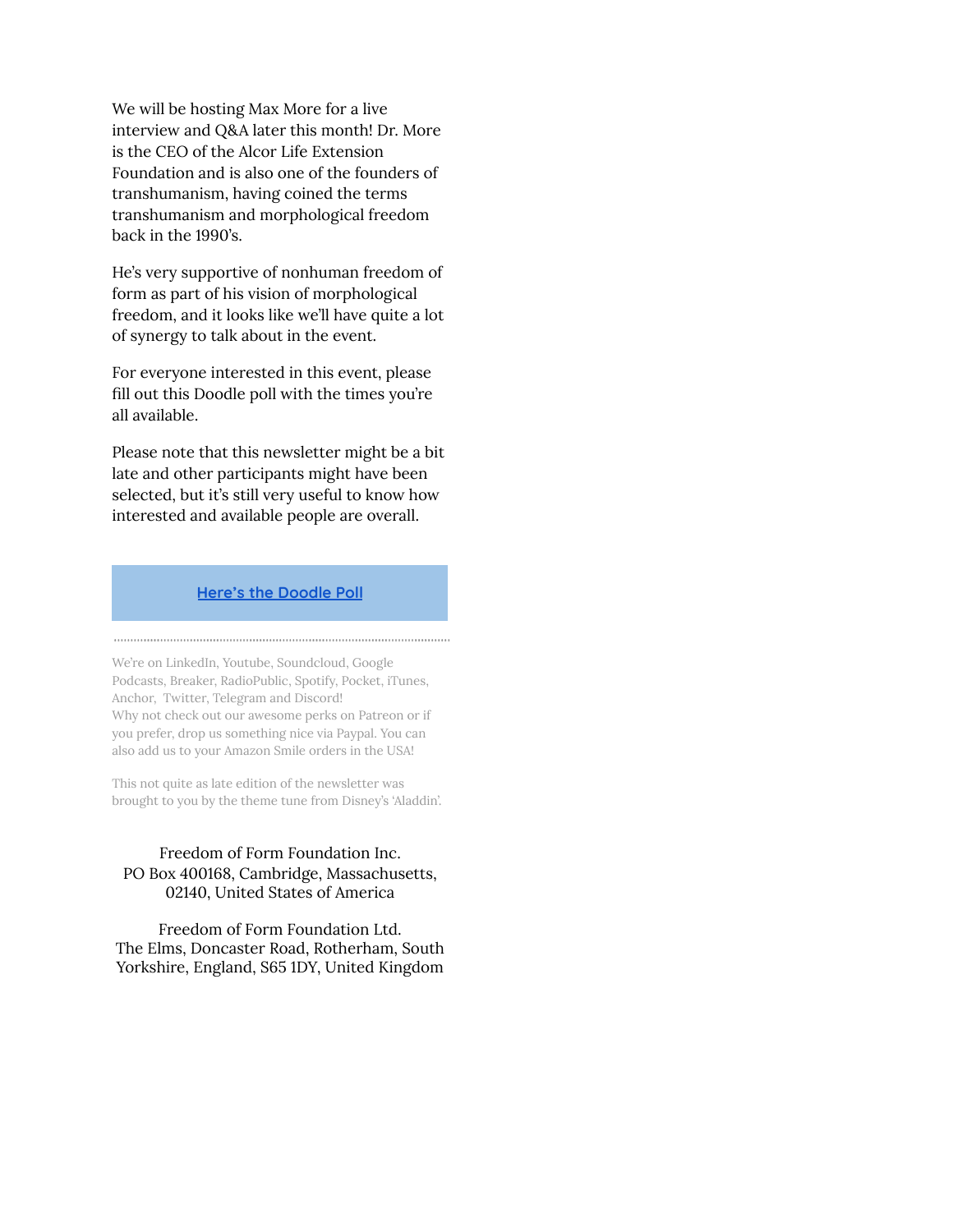We will be hosting Max More for a live interview and Q&A later this month! Dr. More is the CEO of the Alcor Life Extension Foundation and is also one of the founders of transhumanism, having coined the terms transhumanism and morphological freedom back in the 1990's.

He's very supportive of nonhuman freedom of form as part of his vision of morphological freedom, and it looks like we'll have quite a lot of synergy to talk about in the event.

For everyone interested in this event, please fill out this Doodle poll with the times you're all available.

Please note that this newsletter might be a bit late and other participants might have been selected, but it's still very useful to know how interested and available people are overall.

**Here's the Doodle Poll**

---

We're on LinkedIn, Youtube, Soundcloud, Google Podcasts, Breaker, RadioPublic, Spotify, Pocket, iTunes, Anchor, Twitter, Telegram and Discord!
Why not check out our awesome perks on Patreon or if you prefer, drop us something nice via Paypal. You can also add us to your Amazon Smile orders in the USA!

This not quite as late edition of the newsletter was brought to you by the theme tune from Disney's 'Aladdin'.

Freedom of Form Foundation Inc.
PO Box 400168, Cambridge, Massachusetts, 02140, United States of America

Freedom of Form Foundation Ltd.
The Elms, Doncaster Road, Rotherham, South Yorkshire, England, S65 1DY, United Kingdom